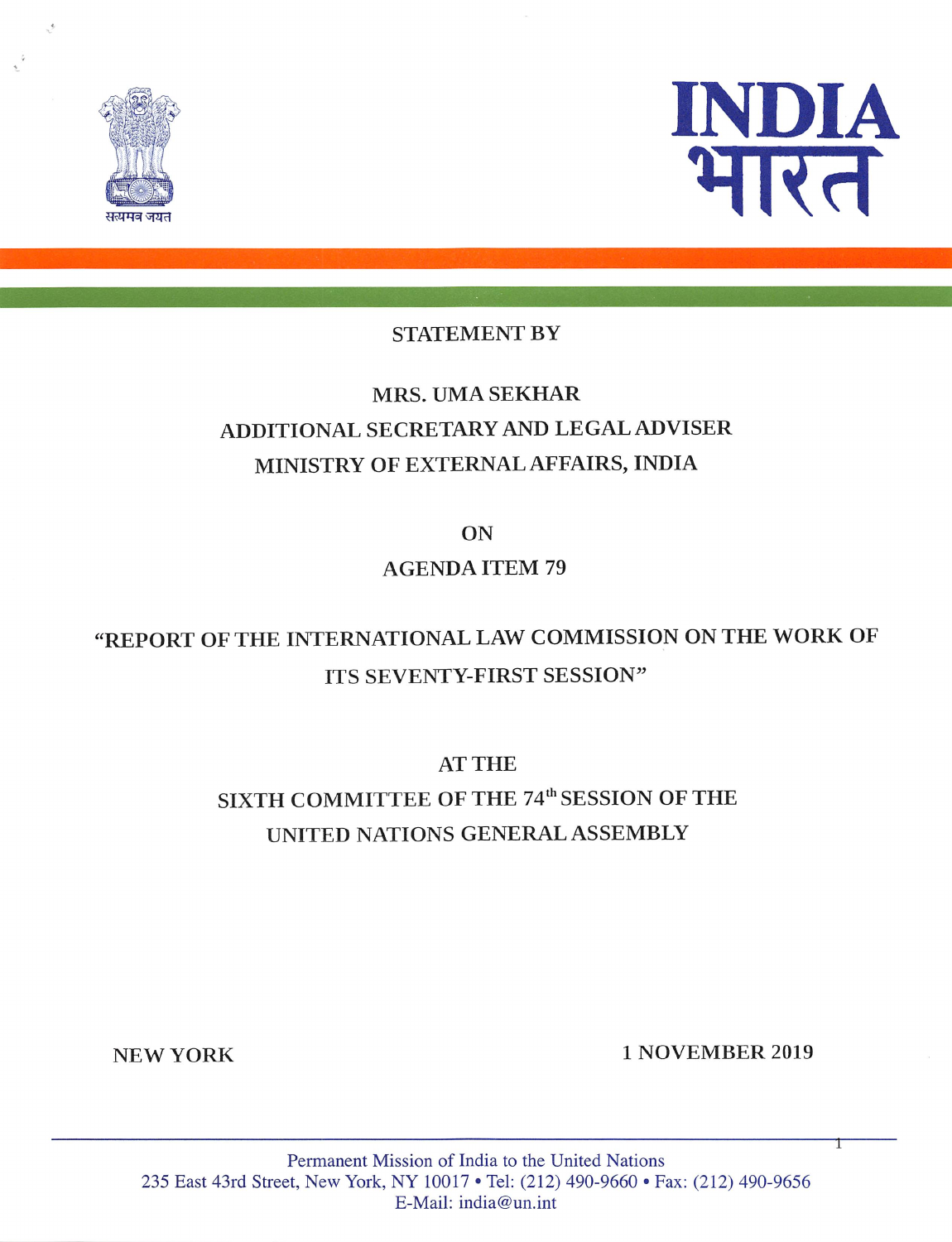सत्यमेव जयते

# INDIA
# भारत

STATEMENT BY

MRS. UMA SEKHAR
ADDITIONAL SECRETARY AND LEGAL ADVISER
MINISTRY OF EXTERNAL AFFAIRS, INDIA

ON

AGENDA ITEM 79

## "REPORT OF THE INTERNATIONAL LAW COMMISSION ON THE WORK OF ITS SEVENTY-FIRST SESSION"

AT THE

SIXTH COMMITTEE OF THE 74th SESSION OF THE
UNITED NATIONS GENERAL ASSEMBLY

NEW YORK

1 NOVEMBER 2019

Permanent Mission of India to the United Nations
235 East 43rd Street, New York, NY 10017 • Tel: (212) 490-9660 • Fax: (212) 490-9656
E-Mail: india@un.int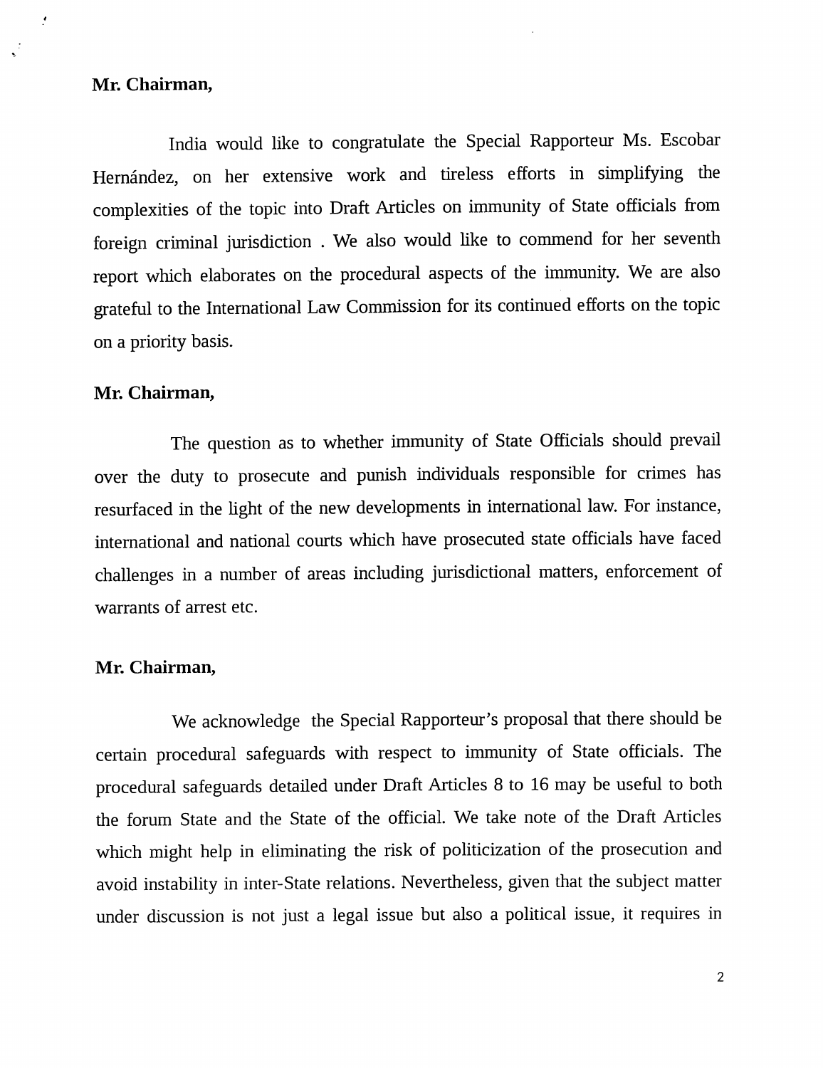**Mr. Chairman,**

India would like to congratulate the Special Rapporteur Ms. Escobar Hernández, on her extensive work and tireless efforts in simplifying the complexities of the topic into Draft Articles on immunity of State officials from foreign criminal jurisdiction . We also would like to commend for her seventh report which elaborates on the procedural aspects of the immunity. We are also grateful to the International Law Commission for its continued efforts on the topic on a priority basis.

**Mr. Chairman,**

The question as to whether immunity of State Officials should prevail over the duty to prosecute and punish individuals responsible for crimes has resurfaced in the light of the new developments in international law. For instance, international and national courts which have prosecuted state officials have faced challenges in a number of areas including jurisdictional matters, enforcement of warrants of arrest etc.

**Mr. Chairman,**

We acknowledge the Special Rapporteur's proposal that there should be certain procedural safeguards with respect to immunity of State officials. The procedural safeguards detailed under Draft Articles 8 to 16 may be useful to both the forum State and the State of the official. We take note of the Draft Articles which might help in eliminating the risk of politicization of the prosecution and avoid instability in inter-State relations. Nevertheless, given that the subject matter under discussion is not just a legal issue but also a political issue, it requires in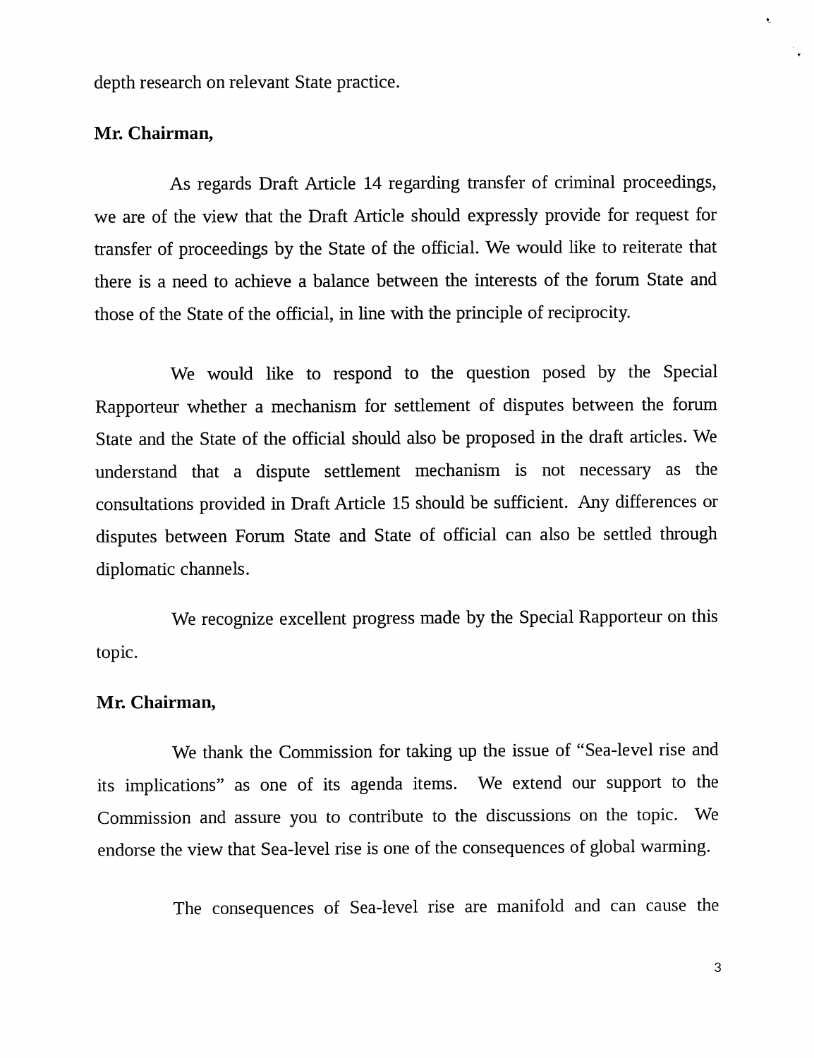depth research on relevant State practice.

**Mr. Chairman,**

As regards Draft Article 14 regarding transfer of criminal proceedings, we are of the view that the Draft Article should expressly provide for request for transfer of proceedings by the State of the official. We would like to reiterate that there is a need to achieve a balance between the interests of the forum State and those of the State of the official, in line with the principle of reciprocity.

We would like to respond to the question posed by the Special Rapporteur whether a mechanism for settlement of disputes between the forum State and the State of the official should also be proposed in the draft articles. We understand that a dispute settlement mechanism is not necessary as the consultations provided in Draft Article 15 should be sufficient. Any differences or disputes between Forum State and State of official can also be settled through diplomatic channels.

We recognize excellent progress made by the Special Rapporteur on this topic.

**Mr. Chairman,**

We thank the Commission for taking up the issue of "Sea-level rise and its implications" as one of its agenda items. We extend our support to the Commission and assure you to contribute to the discussions on the topic. We endorse the view that Sea-level rise is one of the consequences of global warming.

The consequences of Sea-level rise are manifold and can cause the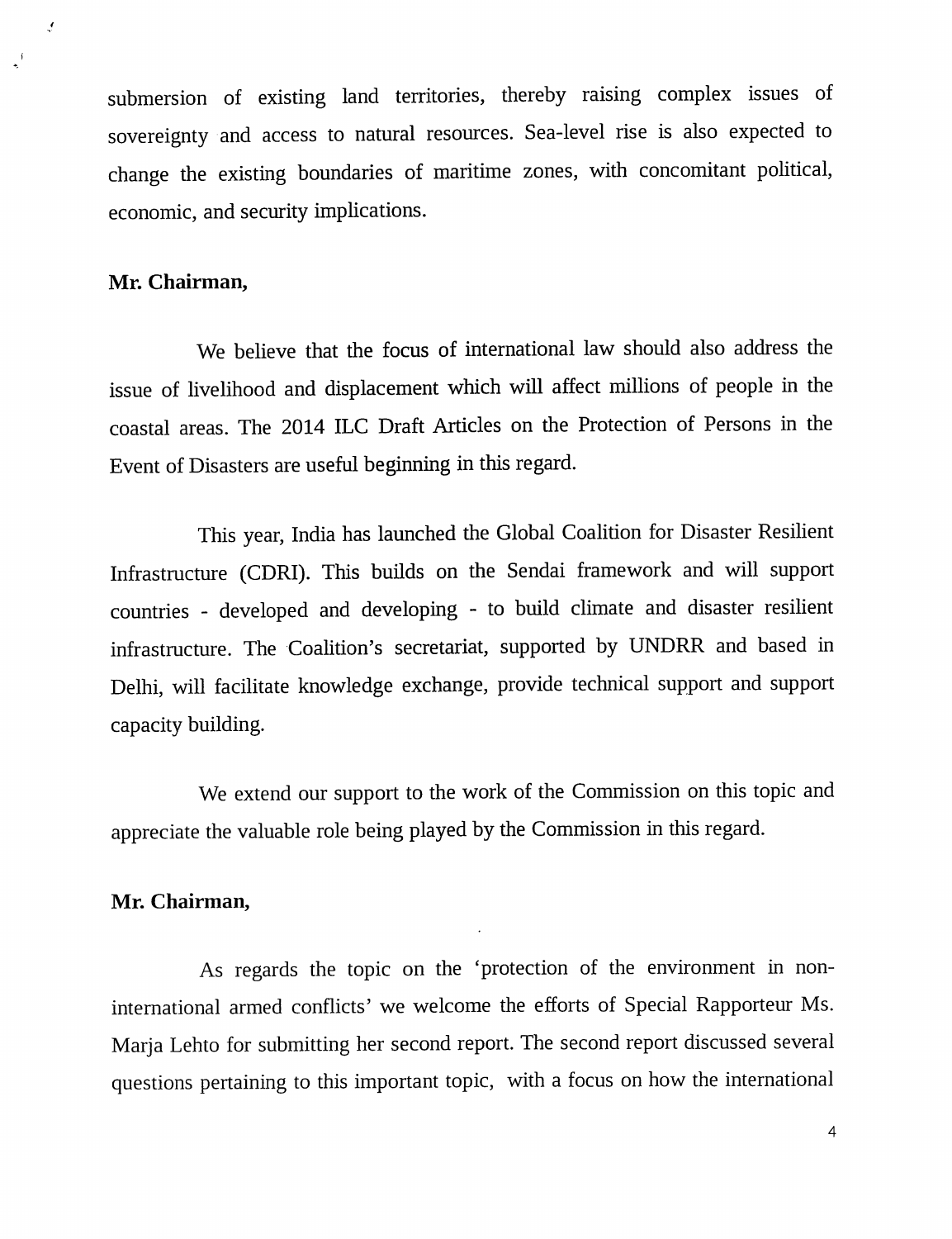submersion of existing land territories, thereby raising complex issues of sovereignty and access to natural resources. Sea-level rise is also expected to change the existing boundaries of maritime zones, with concomitant political, economic, and security implications.

**Mr. Chairman,**

We believe that the focus of international law should also address the issue of livelihood and displacement which will affect millions of people in the coastal areas. The 2014 ILC Draft Articles on the Protection of Persons in the Event of Disasters are useful beginning in this regard.

This year, India has launched the Global Coalition for Disaster Resilient Infrastructure (CDRI). This builds on the Sendai framework and will support countries - developed and developing - to build climate and disaster resilient infrastructure. The Coalition's secretariat, supported by UNDRR and based in Delhi, will facilitate knowledge exchange, provide technical support and support capacity building.

We extend our support to the work of the Commission on this topic and appreciate the valuable role being played by the Commission in this regard.

**Mr. Chairman,**

As regards the topic on the 'protection of the environment in non-international armed conflicts' we welcome the efforts of Special Rapporteur Ms. Marja Lehto for submitting her second report. The second report discussed several questions pertaining to this important topic, with a focus on how the international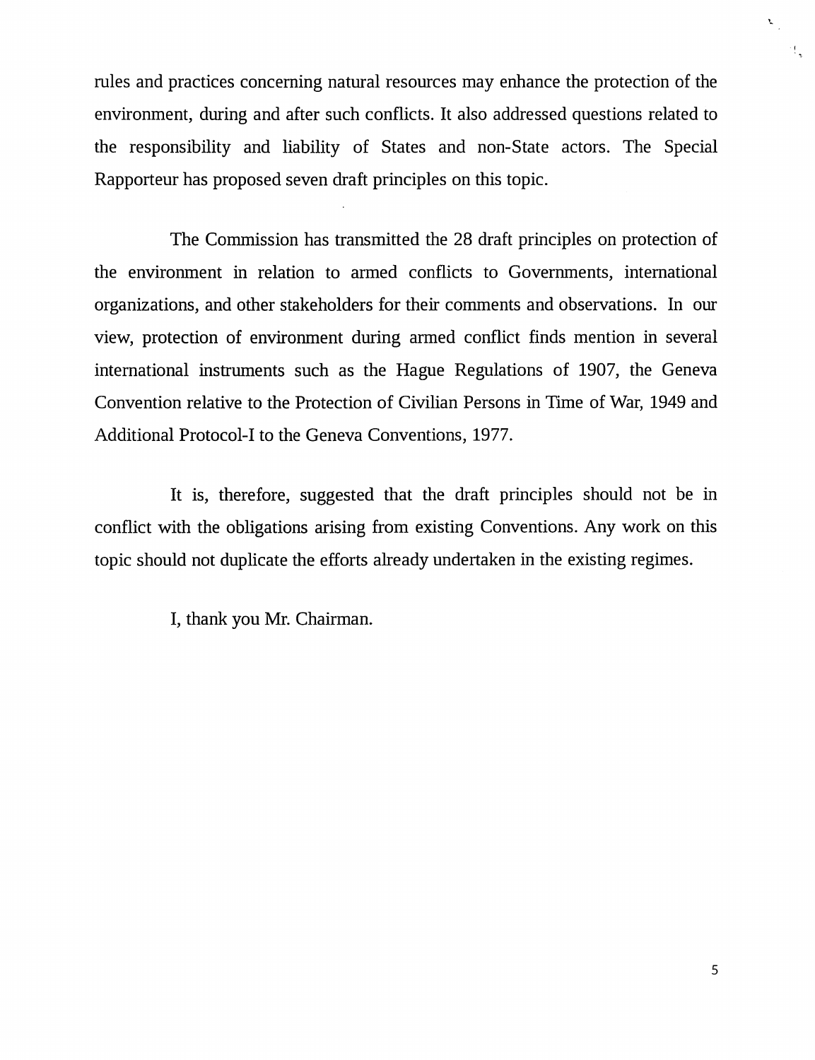rules and practices concerning natural resources may enhance the protection of the environment, during and after such conflicts. It also addressed questions related to the responsibility and liability of States and non-State actors. The Special Rapporteur has proposed seven draft principles on this topic.

The Commission has transmitted the 28 draft principles on protection of the environment in relation to armed conflicts to Governments, international organizations, and other stakeholders for their comments and observations. In our view, protection of environment during armed conflict finds mention in several international instruments such as the Hague Regulations of 1907, the Geneva Convention relative to the Protection of Civilian Persons in Time of War, 1949 and Additional Protocol-I to the Geneva Conventions, 1977.

It is, therefore, suggested that the draft principles should not be in conflict with the obligations arising from existing Conventions. Any work on this topic should not duplicate the efforts already undertaken in the existing regimes.

I, thank you Mr. Chairman.